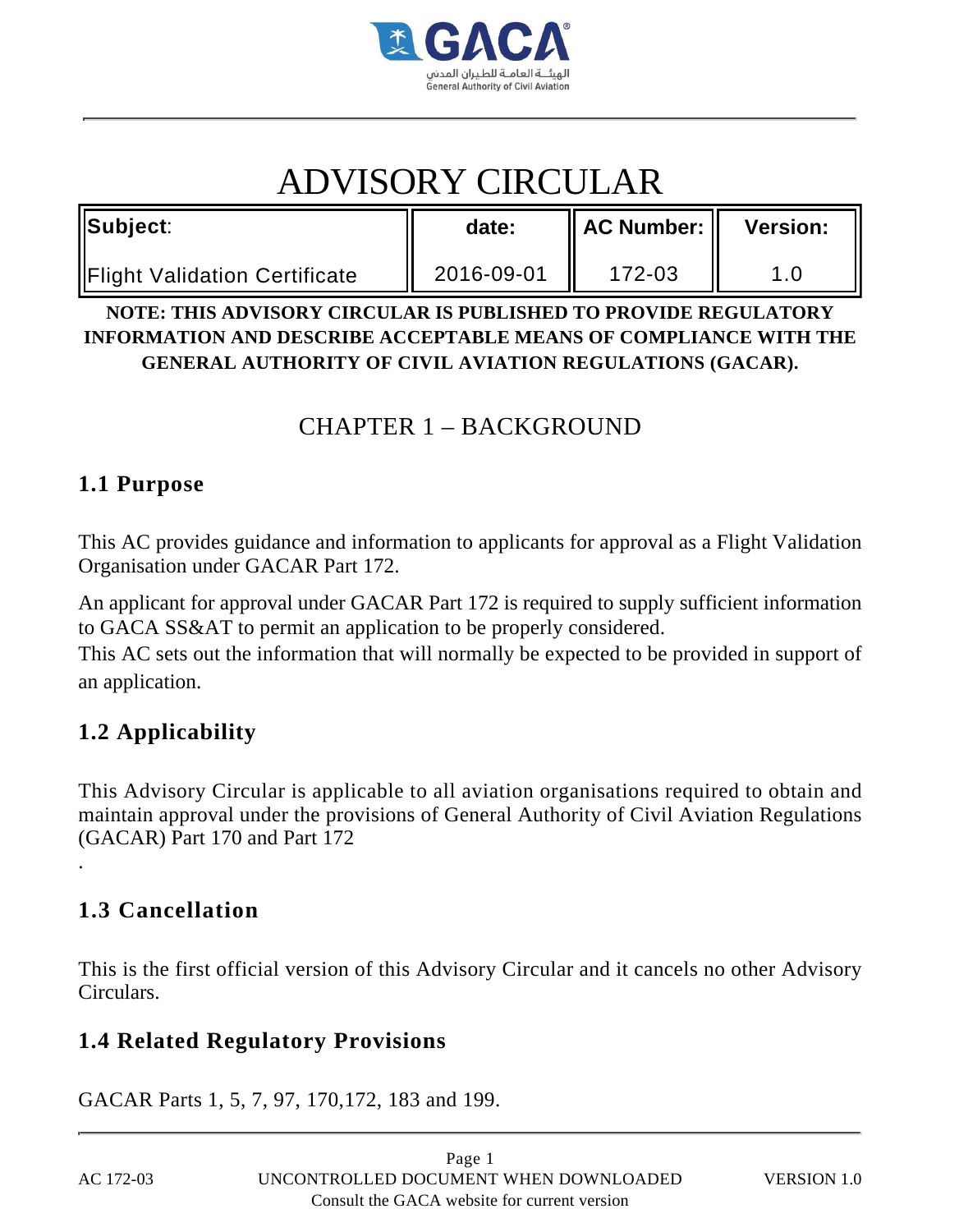# ADVISORY CIRCULAR

| Subject: | date: | AC Number: | Version: |
|---|---|---|---|
| Flight Validation Certificate | 2016-09-01 | 172-03 | 1.0 |

**NOTE: THIS ADVISORY CIRCULAR IS PUBLISHED TO PROVIDE REGULATORY INFORMATION AND DESCRIBE ACCEPTABLE MEANS OF COMPLIANCE WITH THE GENERAL AUTHORITY OF CIVIL AVIATION REGULATIONS (GACAR).**

## CHAPTER 1 – BACKGROUND

### 1.1 Purpose

This AC provides guidance and information to applicants for approval as a Flight Validation Organisation under GACAR Part 172.

An applicant for approval under GACAR Part 172 is required to supply sufficient information to GACA SS&AT to permit an application to be properly considered.

This AC sets out the information that will normally be expected to be provided in support of an application.

### 1.2 Applicability

This Advisory Circular is applicable to all aviation organisations required to obtain and maintain approval under the provisions of General Authority of Civil Aviation Regulations (GACAR) Part 170 and Part 172

.

### 1.3 Cancellation

This is the first official version of this Advisory Circular and it cancels no other Advisory Circulars.

### 1.4 Related Regulatory Provisions

GACAR Parts 1, 5, 7, 97, 170,172, 183 and 199.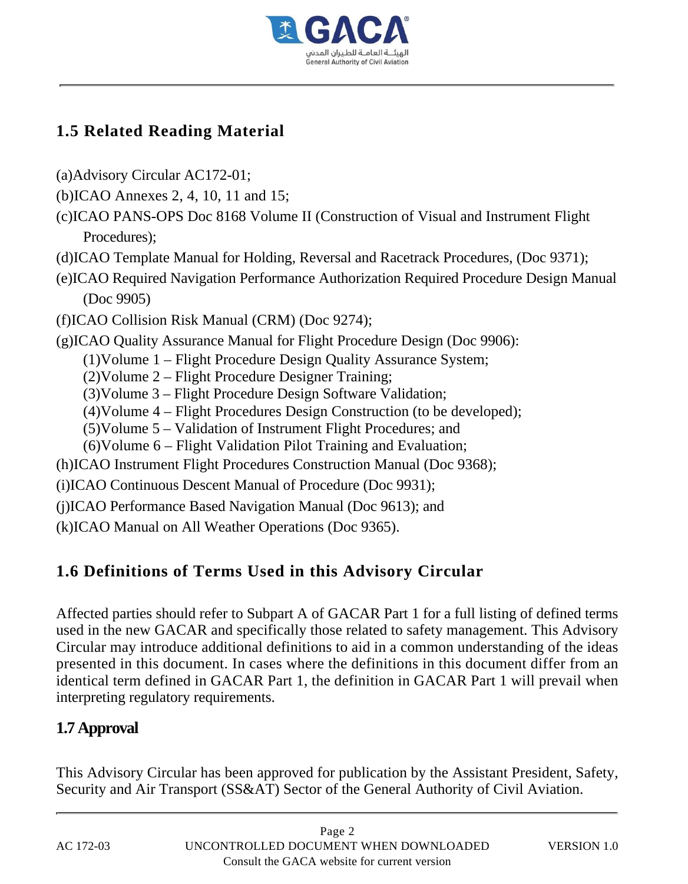## 1.5 Related Reading Material

(a)Advisory Circular AC172-01;

(b)ICAO Annexes 2, 4, 10, 11 and 15;

(c)ICAO PANS-OPS Doc 8168 Volume II (Construction of Visual and Instrument Flight Procedures);

(d)ICAO Template Manual for Holding, Reversal and Racetrack Procedures, (Doc 9371);

(e)ICAO Required Navigation Performance Authorization Required Procedure Design Manual (Doc 9905)

(f)ICAO Collision Risk Manual (CRM) (Doc 9274);

(g)ICAO Quality Assurance Manual for Flight Procedure Design (Doc 9906):

- (1)Volume 1 – Flight Procedure Design Quality Assurance System;
- (2)Volume 2 – Flight Procedure Designer Training;
- (3)Volume 3 – Flight Procedure Design Software Validation;
- (4)Volume 4 – Flight Procedures Design Construction (to be developed);
- (5)Volume 5 – Validation of Instrument Flight Procedures; and
- (6)Volume 6 – Flight Validation Pilot Training and Evaluation;

(h)ICAO Instrument Flight Procedures Construction Manual (Doc 9368);

(i)ICAO Continuous Descent Manual of Procedure (Doc 9931);

(j)ICAO Performance Based Navigation Manual (Doc 9613); and

(k)ICAO Manual on All Weather Operations (Doc 9365).

## 1.6 Definitions of Terms Used in this Advisory Circular

Affected parties should refer to Subpart A of GACAR Part 1 for a full listing of defined terms used in the new GACAR and specifically those related to safety management. This Advisory Circular may introduce additional definitions to aid in a common understanding of the ideas presented in this document. In cases where the definitions in this document differ from an identical term defined in GACAR Part 1, the definition in GACAR Part 1 will prevail when interpreting regulatory requirements.

## 1.7 Approval

This Advisory Circular has been approved for publication by the Assistant President, Safety, Security and Air Transport (SS&AT) Sector of the General Authority of Civil Aviation.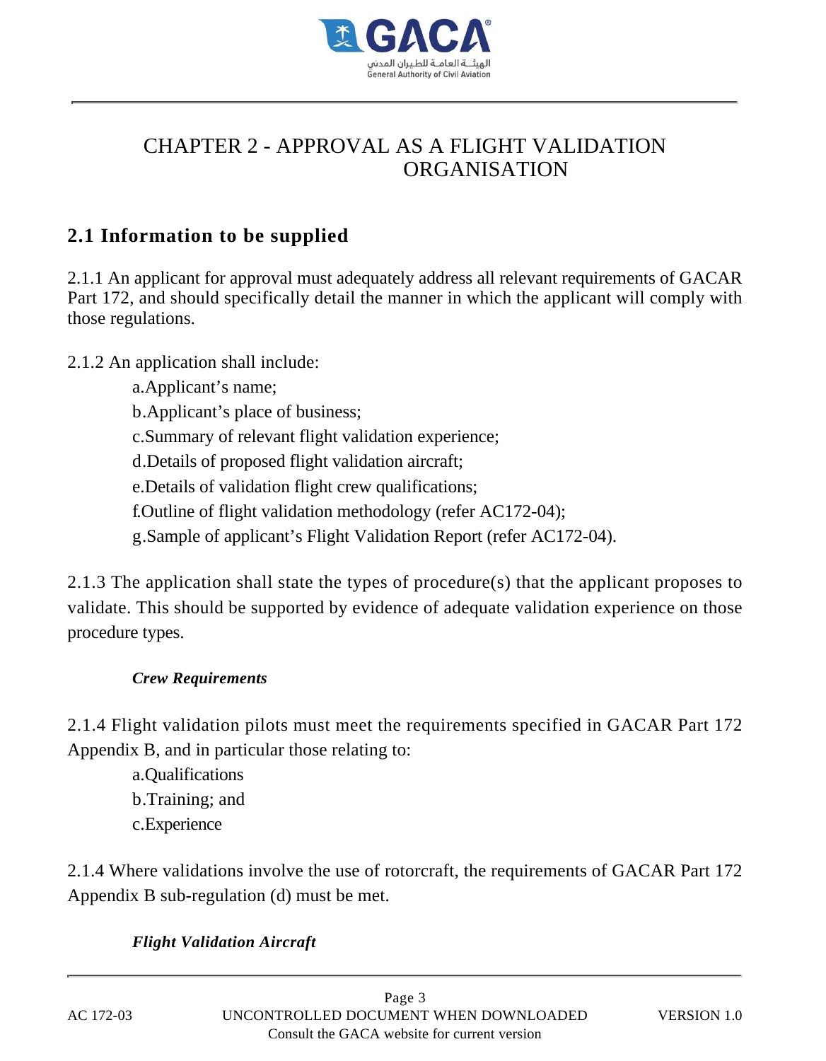# CHAPTER 2 - APPROVAL AS A FLIGHT VALIDATION ORGANISATION

## 2.1 Information to be supplied

2.1.1 An applicant for approval must adequately address all relevant requirements of GACAR Part 172, and should specifically detail the manner in which the applicant will comply with those regulations.

2.1.2 An application shall include:

a. Applicant's name;
b. Applicant's place of business;
c. Summary of relevant flight validation experience;
d. Details of proposed flight validation aircraft;
e. Details of validation flight crew qualifications;
f. Outline of flight validation methodology (refer AC172-04);
g. Sample of applicant's Flight Validation Report (refer AC172-04).

2.1.3 The application shall state the types of procedure(s) that the applicant proposes to validate. This should be supported by evidence of adequate validation experience on those procedure types.

***Crew Requirements***

2.1.4 Flight validation pilots must meet the requirements specified in GACAR Part 172 Appendix B, and in particular those relating to:

a. Qualifications
b. Training; and
c. Experience

2.1.4 Where validations involve the use of rotorcraft, the requirements of GACAR Part 172 Appendix B sub-regulation (d) must be met.

***Flight Validation Aircraft***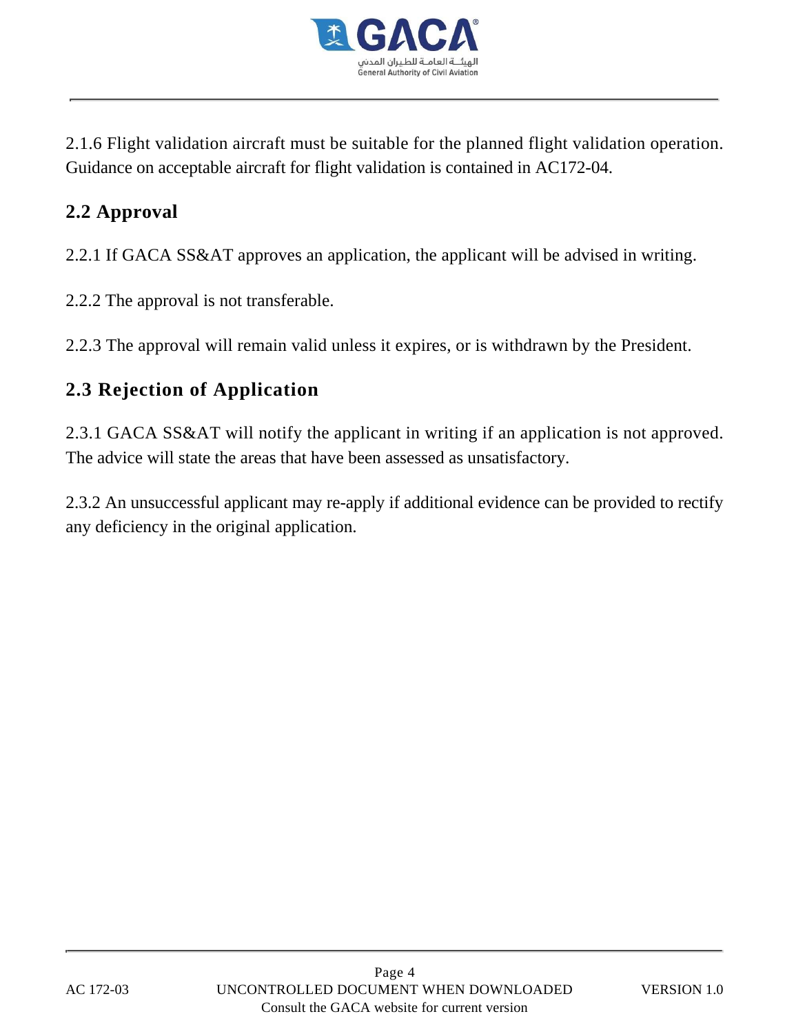2.1.6 Flight validation aircraft must be suitable for the planned flight validation operation. Guidance on acceptable aircraft for flight validation is contained in AC172-04.

## 2.2 Approval

2.2.1 If GACA SS&AT approves an application, the applicant will be advised in writing.

2.2.2 The approval is not transferable.

2.2.3 The approval will remain valid unless it expires, or is withdrawn by the President.

## 2.3 Rejection of Application

2.3.1 GACA SS&AT will notify the applicant in writing if an application is not approved. The advice will state the areas that have been assessed as unsatisfactory.

2.3.2 An unsuccessful applicant may re-apply if additional evidence can be provided to rectify any deficiency in the original application.